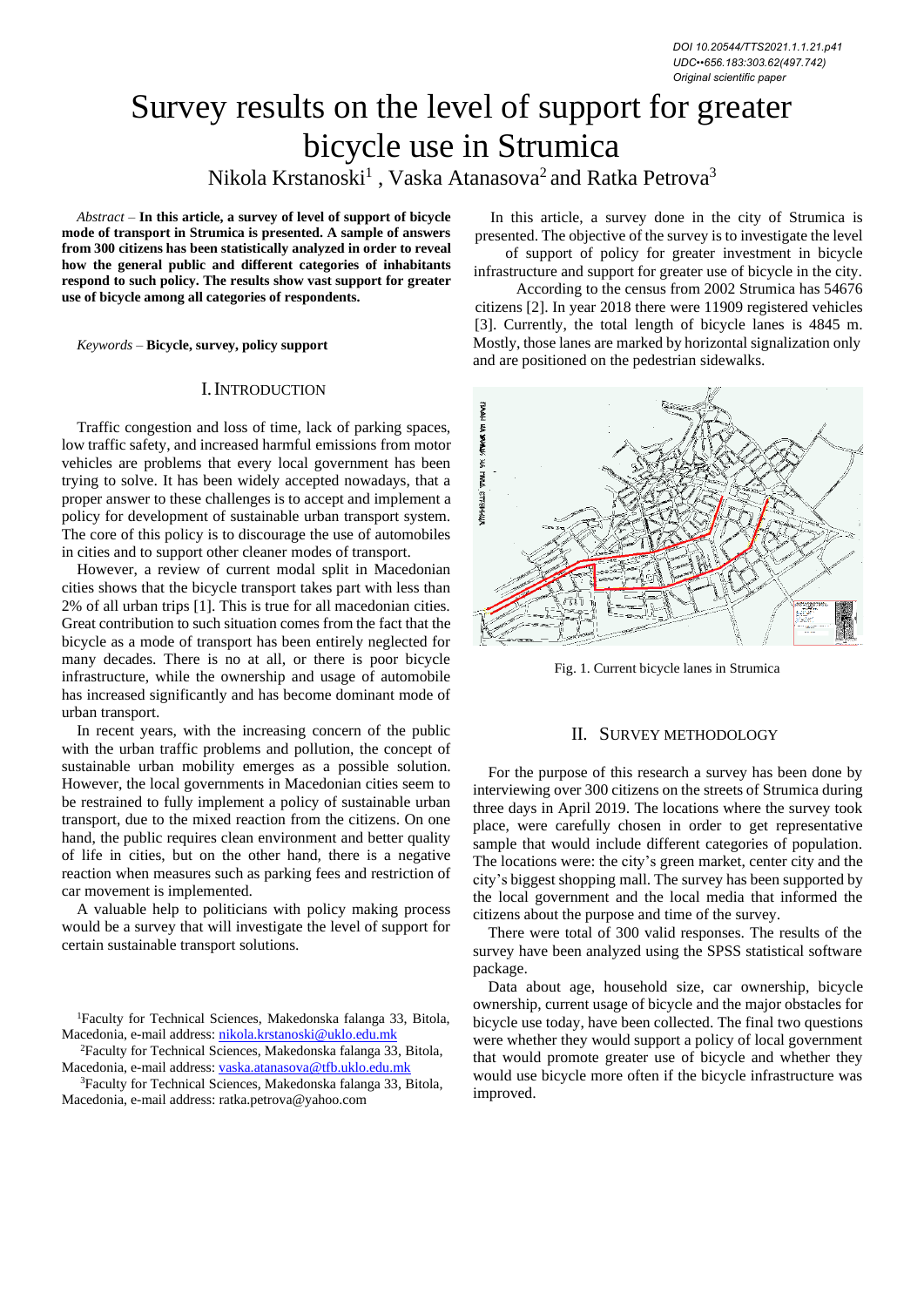DOI 10.20544/TTS2021.1.1.21.p41
UDC••656.183:303.62(497.742)
Original scientific paper

# Survey results on the level of support for greater bicycle use in Strumica

Nikola Krstanoski[1] , Vaska Atanasova[2] and Ratka Petrova[3]

*Abstract* – **In this article, a survey of level of support of bicycle mode of transport in Strumica is presented. A sample of answers from 300 citizens has been statistically analyzed in order to reveal how the general public and different categories of inhabitants respond to such policy. The results show vast support for greater use of bicycle among all categories of respondents.**

*Keywords* – **Bicycle, survey, policy support**

## I. Introduction

Traffic congestion and loss of time, lack of parking spaces, low traffic safety, and increased harmful emissions from motor vehicles are problems that every local government has been trying to solve. It has been widely accepted nowadays, that a proper answer to these challenges is to accept and implement a policy for development of sustainable urban transport system. The core of this policy is to discourage the use of automobiles in cities and to support other cleaner modes of transport.

However, a review of current modal split in Macedonian cities shows that the bicycle transport takes part with less than 2% of all urban trips [1]. This is true for all macedonian cities. Great contribution to such situation comes from the fact that the bicycle as a mode of transport has been entirely neglected for many decades. There is no at all, or there is poor bicycle infrastructure, while the ownership and usage of automobile has increased significantly and has become dominant mode of urban transport.

In recent years, with the increasing concern of the public with the urban traffic problems and pollution, the concept of sustainable urban mobility emerges as a possible solution. However, the local governments in Macedonian cities seem to be restrained to fully implement a policy of sustainable urban transport, due to the mixed reaction from the citizens. On one hand, the public requires clean environment and better quality of life in cities, but on the other hand, there is a negative reaction when measures such as parking fees and restriction of car movement is implemented.

A valuable help to politicians with policy making process would be a survey that will investigate the level of support for certain sustainable transport solutions.

In this article, a survey done in the city of Strumica is presented. The objective of the survey is to investigate the level of support of policy for greater investment in bicycle infrastructure and support for greater use of bicycle in the city.

According to the census from 2002 Strumica has 54676 citizens [2]. In year 2018 there were 11909 registered vehicles [3]. Currently, the total length of bicycle lanes is 4845 m. Mostly, those lanes are marked by horizontal signalization only and are positioned on the pedestrian sidewalks.

Fig. 1. Current bicycle lanes in Strumica

## II. Survey Methodology

For the purpose of this research a survey has been done by interviewing over 300 citizens on the streets of Strumica during three days in April 2019. The locations where the survey took place, were carefully chosen in order to get representative sample that would include different categories of population. The locations were: the city's green market, center city and the city's biggest shopping mall. The survey has been supported by the local government and the local media that informed the citizens about the purpose and time of the survey.

There were total of 300 valid responses. The results of the survey have been analyzed using the SPSS statistical software package.

Data about age, household size, car ownership, bicycle ownership, current usage of bicycle and the major obstacles for bicycle use today, have been collected. The final two questions were whether they would support a policy of local government that would promote greater use of bicycle and whether they would use bicycle more often if the bicycle infrastructure was improved.

[1]Faculty for Technical Sciences, Makedonska falanga 33, Bitola, Macedonia, e-mail address: nikola.krstanoski@uklo.edu.mk

[2]Faculty for Technical Sciences, Makedonska falanga 33, Bitola, Macedonia, e-mail address: vaska.atanasova@tfb.uklo.edu.mk

[3]Faculty for Technical Sciences, Makedonska falanga 33, Bitola, Macedonia, e-mail address: ratka.petrova@yahoo.com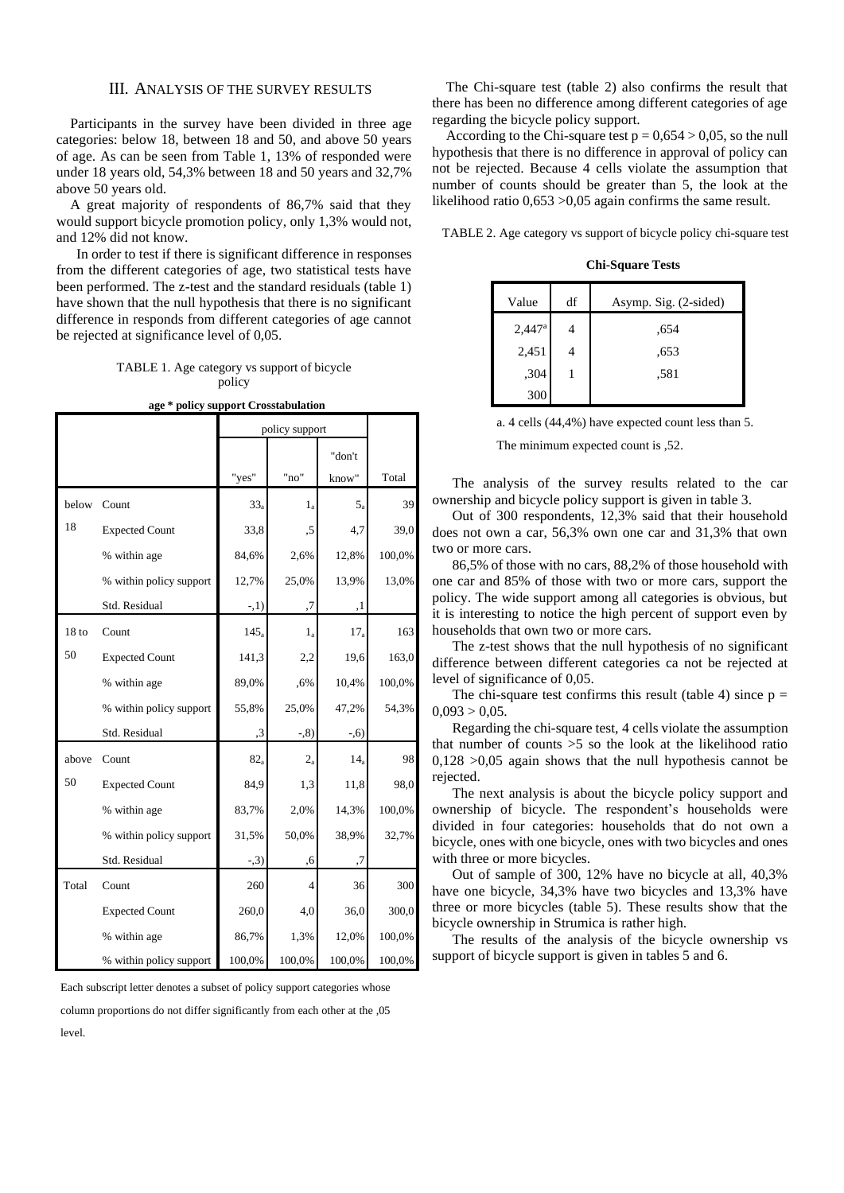## III. Analysis of the Survey Results

Participants in the survey have been divided in three age categories: below 18, between 18 and 50, and above 50 years of age. As can be seen from Table 1, 13% of responded were under 18 years old, 54,3% between 18 and 50 years and 32,7% above 50 years old.

A great majority of respondents of 86,7% said that they would support bicycle promotion policy, only 1,3% would not, and 12% did not know.

In order to test if there is significant difference in responses from the different categories of age, two statistical tests have been performed. The z-test and the standard residuals (table 1) have shown that the null hypothesis that there is no significant difference in responds from different categories of age cannot be rejected at significance level of 0,05.

TABLE 1. Age category vs support of bicycle policy

**age * policy support Crosstabulation**

| | | policy support | | | |
|---|---|---|---|---|---|
| | | "yes" | "no" | "don't know" | Total |
| below 18 | Count | $33_a$ | $1_a$ | $5_a$ | 39 |
| | Expected Count | 33,8 | ,5 | 4,7 | 39,0 |
| | % within age | 84,6% | 2,6% | 12,8% | 100,0% |
| | % within policy support | 12,7% | 25,0% | 13,9% | 13,0% |
| | Std. Residual | -,1) | ,7 | ,1 | |
| 18 to 50 | Count | $145_a$ | $1_a$ | $17_a$ | 163 |
| | Expected Count | 141,3 | 2,2 | 19,6 | 163,0 |
| | % within age | 89,0% | ,6% | 10,4% | 100,0% |
| | % within policy support | 55,8% | 25,0% | 47,2% | 54,3% |
| | Std. Residual | ,3 | -,8) | -,6) | |
| above 50 | Count | $82_a$ | $2_a$ | $14_a$ | 98 |
| | Expected Count | 84,9 | 1,3 | 11,8 | 98,0 |
| | % within age | 83,7% | 2,0% | 14,3% | 100,0% |
| | % within policy support | 31,5% | 50,0% | 38,9% | 32,7% |
| | Std. Residual | -,3) | ,6 | ,7 | |
| Total | Count | 260 | 4 | 36 | 300 |
| | Expected Count | 260,0 | 4,0 | 36,0 | 300,0 |
| | % within age | 86,7% | 1,3% | 12,0% | 100,0% |
| | % within policy support | 100,0% | 100,0% | 100,0% | 100,0% |

Each subscript letter denotes a subset of policy support categories whose column proportions do not differ significantly from each other at the ,05 level.

The Chi-square test (table 2) also confirms the result that there has been no difference among different categories of age regarding the bicycle policy support.

According to the Chi-square test $p = 0,654 > 0,05$, so the null hypothesis that there is no difference in approval of policy can not be rejected. Because 4 cells violate the assumption that number of counts should be greater than 5, the look at the likelihood ratio $0,653 > 0,05$ again confirms the same result.

TABLE 2. Age category vs support of bicycle policy chi-square test

**Chi-Square Tests**

| Value | df | Asymp. Sig. (2-sided) |
|---|---|---|
| 2,447[a] | 4 | ,654 |
| 2,451 | 4 | ,653 |
| ,304 | 1 | ,581 |
| 300 | | |

a. 4 cells (44,4%) have expected count less than 5.

The minimum expected count is ,52.

The analysis of the survey results related to the car ownership and bicycle policy support is given in table 3.

Out of 300 respondents, 12,3% said that their household does not own a car, 56,3% own one car and 31,3% that own two or more cars.

86,5% of those with no cars, 88,2% of those household with one car and 85% of those with two or more cars, support the policy. The wide support among all categories is obvious, but it is interesting to notice the high percent of support even by households that own two or more cars.

The z-test shows that the null hypothesis of no significant difference between different categories ca not be rejected at level of significance of 0,05.

The chi-square test confirms this result (table 4) since $p = 0,093 > 0,05$.

Regarding the chi-square test, 4 cells violate the assumption that number of counts >5 so the look at the likelihood ratio $0,128 > 0,05$ again shows that the null hypothesis cannot be rejected.

The next analysis is about the bicycle policy support and ownership of bicycle. The respondent's households were divided in four categories: households that do not own a bicycle, ones with one bicycle, ones with two bicycles and ones with three or more bicycles.

Out of sample of 300, 12% have no bicycle at all, 40,3% have one bicycle, 34,3% have two bicycles and 13,3% have three or more bicycles (table 5). These results show that the bicycle ownership in Strumica is rather high.

The results of the analysis of the bicycle ownership vs support of bicycle support is given in tables 5 and 6.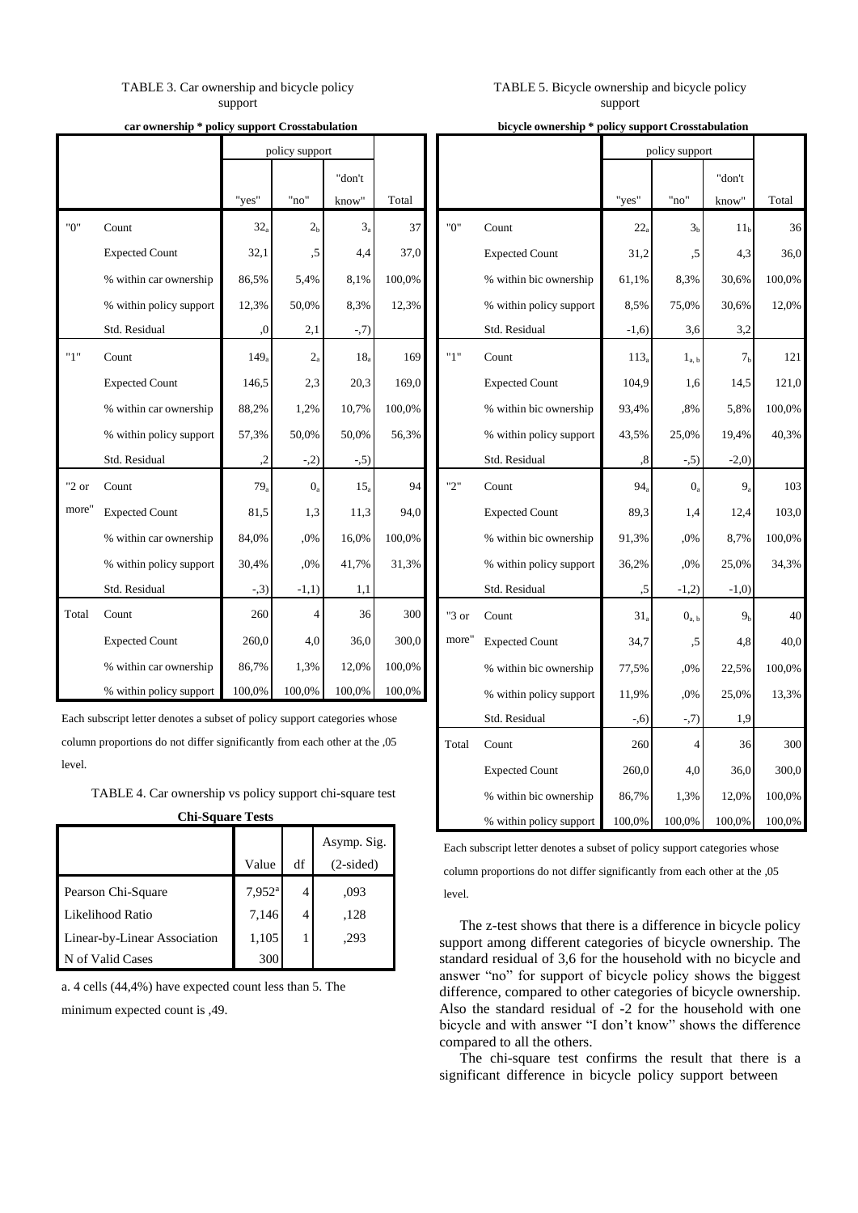TABLE 3. Car ownership and bicycle policy support

**car ownership * policy support Crosstabulation**

| | | policy support | | | |
|---|---|---|---|---|---|
| | | "yes" | "no" | "don't know" | Total |
| "0" | Count | $32_a$ | $2_b$ | $3_a$ | 37 |
| | Expected Count | 32,1 | ,5 | 4,4 | 37,0 |
| | % within car ownership | 86,5% | 5,4% | 8,1% | 100,0% |
| | % within policy support | 12,3% | 50,0% | 8,3% | 12,3% |
| | Std. Residual | ,0 | 2,1 | -,7) | |
| "1" | Count | $149_a$ | $2_a$ | $18_a$ | 169 |
| | Expected Count | 146,5 | 2,3 | 20,3 | 169,0 |
| | % within car ownership | 88,2% | 1,2% | 10,7% | 100,0% |
| | % within policy support | 57,3% | 50,0% | 50,0% | 56,3% |
| | Std. Residual | ,2 | -,2) | -,5) | |
| "2 or more" | Count | $79_a$ | $0_a$ | $15_a$ | 94 |
| | Expected Count | 81,5 | 1,3 | 11,3 | 94,0 |
| | % within car ownership | 84,0% | ,0% | 16,0% | 100,0% |
| | % within policy support | 30,4% | ,0% | 41,7% | 31,3% |
| | Std. Residual | -,3) | -1,1) | 1,1 | |
| Total | Count | 260 | 4 | 36 | 300 |
| | Expected Count | 260,0 | 4,0 | 36,0 | 300,0 |
| | % within car ownership | 86,7% | 1,3% | 12,0% | 100,0% |
| | % within policy support | 100,0% | 100,0% | 100,0% | 100,0% |

Each subscript letter denotes a subset of policy support categories whose column proportions do not differ significantly from each other at the ,05 level.

TABLE 4. Car ownership vs policy support chi-square test

**Chi-Square Tests**

| | Value | df | Asymp. Sig. (2-sided) |
|---|---|---|---|
| Pearson Chi-Square | 7,952[a] | 4 | ,093 |
| Likelihood Ratio | 7,146 | 4 | ,128 |
| Linear-by-Linear Association | 1,105 | 1 | ,293 |
| N of Valid Cases | 300 | | |

a. 4 cells (44,4%) have expected count less than 5. The minimum expected count is ,49.

TABLE 5. Bicycle ownership and bicycle policy support

**bicycle ownership * policy support Crosstabulation**

| | | policy support | | | |
|---|---|---|---|---|---|
| | | "yes" | "no" | "don't know" | Total |
| "0" | Count | $22_a$ | $3_b$ | $11_b$ | 36 |
| | Expected Count | 31,2 | ,5 | 4,3 | 36,0 |
| | % within bic ownership | 61,1% | 8,3% | 30,6% | 100,0% |
| | % within policy support | 8,5% | 75,0% | 30,6% | 12,0% |
| | Std. Residual | -1,6) | 3,6 | 3,2 | |
| "1" | Count | $113_a$ | $1_{a,b}$ | $7_b$ | 121 |
| | Expected Count | 104,9 | 1,6 | 14,5 | 121,0 |
| | % within bic ownership | 93,4% | ,8% | 5,8% | 100,0% |
| | % within policy support | 43,5% | 25,0% | 19,4% | 40,3% |
| | Std. Residual | ,8 | -,5) | -2,0) | |
| "2" | Count | $94_a$ | $0_a$ | $9_a$ | 103 |
| | Expected Count | 89,3 | 1,4 | 12,4 | 103,0 |
| | % within bic ownership | 91,3% | ,0% | 8,7% | 100,0% |
| | % within policy support | 36,2% | ,0% | 25,0% | 34,3% |
| | Std. Residual | ,5 | -1,2) | -1,0) | |
| "3 or more" | Count | $31_a$ | $0_{a,b}$ | $9_b$ | 40 |
| | Expected Count | 34,7 | ,5 | 4,8 | 40,0 |
| | % within bic ownership | 77,5% | ,0% | 22,5% | 100,0% |
| | % within policy support | 11,9% | ,0% | 25,0% | 13,3% |
| | Std. Residual | -,6) | -,7) | 1,9 | |
| Total | Count | 260 | 4 | 36 | 300 |
| | Expected Count | 260,0 | 4,0 | 36,0 | 300,0 |
| | % within bic ownership | 86,7% | 1,3% | 12,0% | 100,0% |
| | % within policy support | 100,0% | 100,0% | 100,0% | 100,0% |

Each subscript letter denotes a subset of policy support categories whose column proportions do not differ significantly from each other at the ,05 level.

The z-test shows that there is a difference in bicycle policy support among different categories of bicycle ownership. The standard residual of 3,6 for the household with no bicycle and answer "no" for support of bicycle policy shows the biggest difference, compared to other categories of bicycle ownership. Also the standard residual of -2 for the household with one bicycle and with answer "I don't know" shows the difference compared to all the others.

The chi-square test confirms the result that there is a significant difference in bicycle policy support between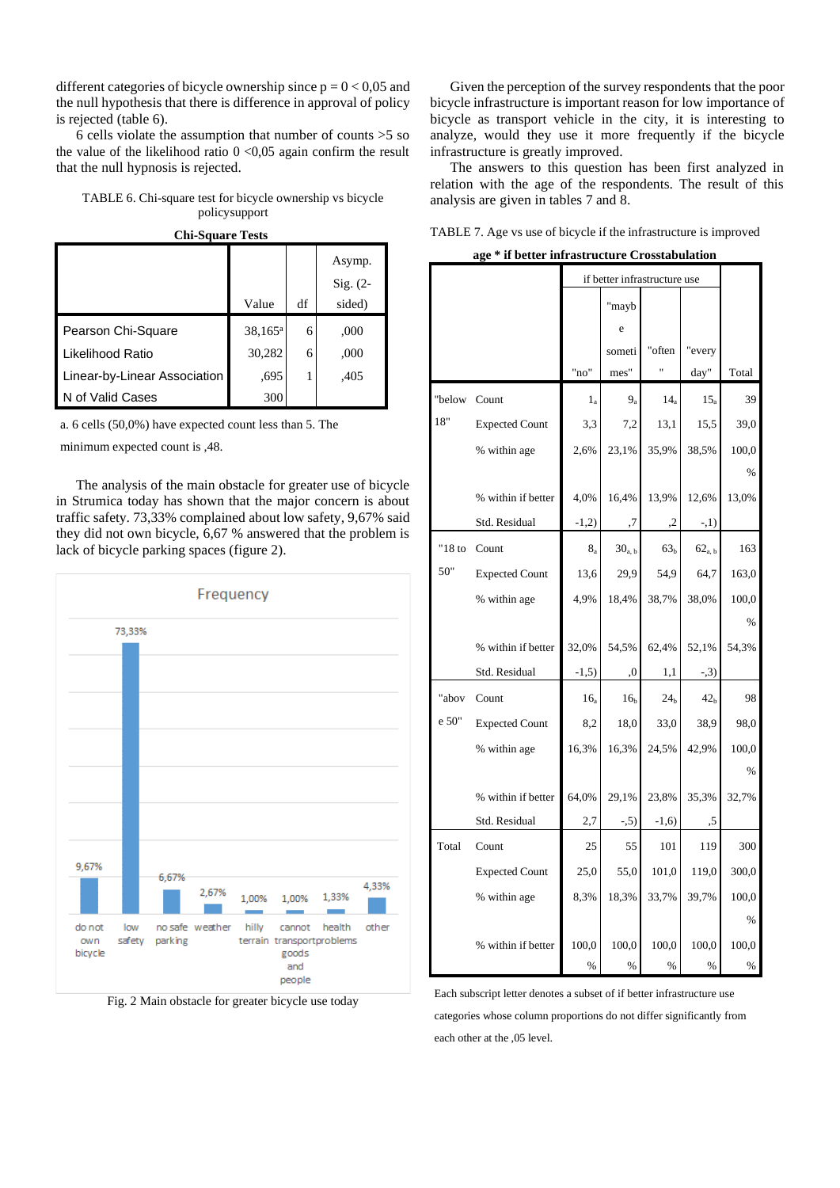different categories of bicycle ownership since p = 0 < 0,05 and the null hypothesis that there is difference in approval of policy is rejected (table 6).

6 cells violate the assumption that number of counts >5 so the value of the likelihood ratio 0 <0,05 again confirm the result that the null hypnosis is rejected.

TABLE 6. Chi-square test for bicycle ownership vs bicycle policysupport

**Chi-Square Tests**

| | Value | df | Asymp. Sig. (2-sided) |
|---|---|---|---|
| Pearson Chi-Square | 38,165[a] | 6 | ,000 |
| Likelihood Ratio | 30,282 | 6 | ,000 |
| Linear-by-Linear Association | ,695 | 1 | ,405 |
| N of Valid Cases | 300 | | |

a. 6 cells (50,0%) have expected count less than 5. The minimum expected count is ,48.

The analysis of the main obstacle for greater use of bicycle in Strumica today has shown that the major concern is about traffic safety. 73,33% complained about low safety, 9,67% said they did not own bicycle, 6,67 % answered that the problem is lack of bicycle parking spaces (figure 2).

Fig. 2 Main obstacle for greater bicycle use today

Given the perception of the survey respondents that the poor bicycle infrastructure is important reason for low importance of bicycle as transport vehicle in the city, it is interesting to analyze, would they use it more frequently if the bicycle infrastructure is greatly improved.

The answers to this question has been first analyzed in relation with the age of the respondents. The result of this analysis are given in tables 7 and 8.

TABLE 7. Age vs use of bicycle if the infrastructure is improved

**age * if better infrastructure Crosstabulation**

| | | if better infrastructure use | | | | Total |
|---|---|---|---|---|---|---|
| | | "no" | "maybe sometimes" | "often" | "every day" | |
| "below 18" | Count | $1_{a}$ | $9_{a}$ | $14_{a}$ | $15_{a}$ | 39 |
| | Expected Count | 3,3 | 7,2 | 13,1 | 15,5 | 39,0 |
| | % within age | 2,6% | 23,1% | 35,9% | 38,5% | 100,0% |
| | % within if better | 4,0% | 16,4% | 13,9% | 12,6% | 13,0% |
| | Std. Residual | -1,2) | ,7 | ,2 | -,1) | |
| "18 to 50" | Count | $8_{a}$ | $30_{a,b}$ | $63_{b}$ | $62_{a,b}$ | 163 |
| | Expected Count | 13,6 | 29,9 | 54,9 | 64,7 | 163,0 |
| | % within age | 4,9% | 18,4% | 38,7% | 38,0% | 100,0% |
| | % within if better | 32,0% | 54,5% | 62,4% | 52,1% | 54,3% |
| | Std. Residual | -1,5) | ,0 | 1,1 | -,3) | |
| "above 50" | Count | $16_{a}$ | $16_{b}$ | $24_{b}$ | $42_{b}$ | 98 |
| | Expected Count | 8,2 | 18,0 | 33,0 | 38,9 | 98,0 |
| | % within age | 16,3% | 16,3% | 24,5% | 42,9% | 100,0% |
| | % within if better | 64,0% | 29,1% | 23,8% | 35,3% | 32,7% |
| | Std. Residual | 2,7 | -,5) | -1,6) | ,5 | |
| Total | Count | 25 | 55 | 101 | 119 | 300 |
| | Expected Count | 25,0 | 55,0 | 101,0 | 119,0 | 300,0 |
| | % within age | 8,3% | 18,3% | 33,7% | 39,7% | 100,0% |
| | % within if better | 100,0% | 100,0% | 100,0% | 100,0% | 100,0% |

Each subscript letter denotes a subset of if better infrastructure use categories whose column proportions do not differ significantly from each other at the ,05 level.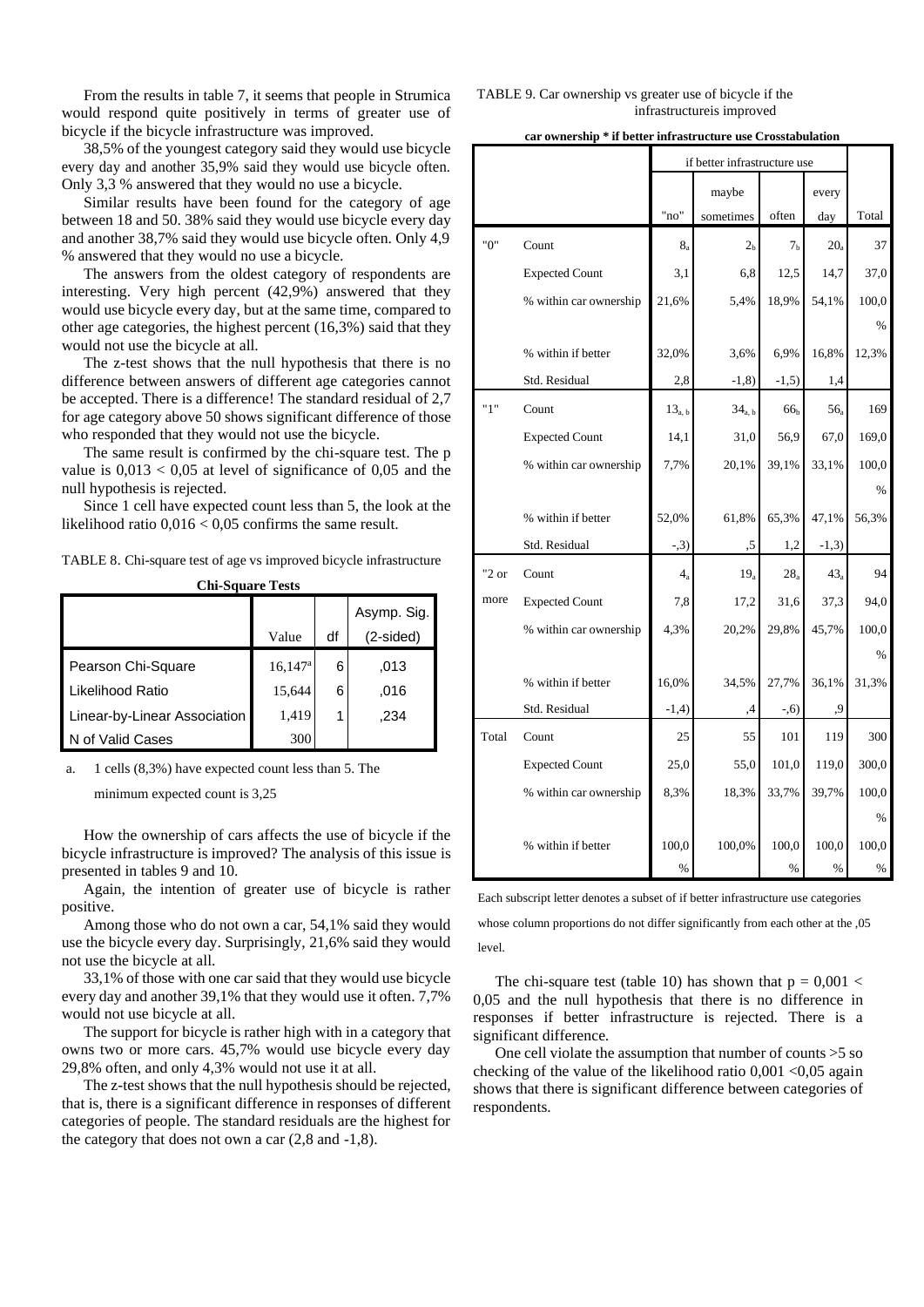From the results in table 7, it seems that people in Strumica would respond quite positively in terms of greater use of bicycle if the bicycle infrastructure was improved.

38,5% of the youngest category said they would use bicycle every day and another 35,9% said they would use bicycle often. Only 3,3 % answered that they would no use a bicycle.

Similar results have been found for the category of age between 18 and 50. 38% said they would use bicycle every day and another 38,7% said they would use bicycle often. Only 4,9 % answered that they would no use a bicycle.

The answers from the oldest category of respondents are interesting. Very high percent (42,9%) answered that they would use bicycle every day, but at the same time, compared to other age categories, the highest percent (16,3%) said that they would not use the bicycle at all.

The z-test shows that the null hypothesis that there is no difference between answers of different age categories cannot be accepted. There is a difference! The standard residual of 2,7 for age category above 50 shows significant difference of those who responded that they would not use the bicycle.

The same result is confirmed by the chi-square test. The p value is $0,013 < 0,05$ at level of significance of 0,05 and the null hypothesis is rejected.

Since 1 cell have expected count less than 5, the look at the likelihood ratio $0,016 < 0,05$ confirms the same result.

TABLE 8. Chi-square test of age vs improved bicycle infrastructure

**Chi-Square Tests**

| | Value | df | Asymp. Sig. (2-sided) |
|---|---|---|---|
| Pearson Chi-Square | 16,147[a] | 6 | ,013 |
| Likelihood Ratio | 15,644 | 6 | ,016 |
| Linear-by-Linear Association | 1,419 | 1 | ,234 |
| N of Valid Cases | 300 | | |

a. 1 cells (8,3%) have expected count less than 5. The minimum expected count is 3,25

How the ownership of cars affects the use of bicycle if the bicycle infrastructure is improved? The analysis of this issue is presented in tables 9 and 10.

Again, the intention of greater use of bicycle is rather positive.

Among those who do not own a car, 54,1% said they would use the bicycle every day. Surprisingly, 21,6% said they would not use the bicycle at all.

33,1% of those with one car said that they would use bicycle every day and another 39,1% that they would use it often. 7,7% would not use bicycle at all.

The support for bicycle is rather high with in a category that owns two or more cars. 45,7% would use bicycle every day 29,8% often, and only 4,3% would not use it at all.

The z-test shows that the null hypothesis should be rejected, that is, there is a significant difference in responses of different categories of people. The standard residuals are the highest for the category that does not own a car (2,8 and -1,8).

TABLE 9. Car ownership vs greater use of bicycle if the infrastructureis improved

**car ownership * if better infrastructure use Crosstabulation**

| | | if better infrastructure use | | | | |
|---|---|---|---|---|---|---|
| | | "no" | maybe sometimes | often | every day | Total |
| "0" | Count | 8[a] | 2[b] | 7[b] | 20[a] | 37 |
| | Expected Count | 3,1 | 6,8 | 12,5 | 14,7 | 37,0 |
| | % within car ownership | 21,6% | 5,4% | 18,9% | 54,1% | 100,0 % |
| | % within if better | 32,0% | 3,6% | 6,9% | 16,8% | 12,3% |
| | Std. Residual | 2,8 | -1,8) | -1,5) | 1,4 | |
| "1" | Count | 13[a, b] | 34[a, b] | 66[b] | 56[a] | 169 |
| | Expected Count | 14,1 | 31,0 | 56,9 | 67,0 | 169,0 |
| | % within car ownership | 7,7% | 20,1% | 39,1% | 33,1% | 100,0 % |
| | % within if better | 52,0% | 61,8% | 65,3% | 47,1% | 56,3% |
| | Std. Residual | -,3) | ,5 | 1,2 | -1,3) | |
| "2 or more | Count | 4[a] | 19[a] | 28[a] | 43[a] | 94 |
| | Expected Count | 7,8 | 17,2 | 31,6 | 37,3 | 94,0 |
| | % within car ownership | 4,3% | 20,2% | 29,8% | 45,7% | 100,0 % |
| | % within if better | 16,0% | 34,5% | 27,7% | 36,1% | 31,3% |
| | Std. Residual | -1,4) | ,4 | -,6) | ,9 | |
| Total | Count | 25 | 55 | 101 | 119 | 300 |
| | Expected Count | 25,0 | 55,0 | 101,0 | 119,0 | 300,0 |
| | % within car ownership | 8,3% | 18,3% | 33,7% | 39,7% | 100,0 % |
| | % within if better | 100,0 % | 100,0% | 100,0 % | 100,0 % | 100,0 % |

Each subscript letter denotes a subset of if better infrastructure use categories whose column proportions do not differ significantly from each other at the ,05 level.

The chi-square test (table 10) has shown that $p = 0,001 < 0,05$ and the null hypothesis that there is no difference in responses if better infrastructure is rejected. There is a significant difference.

One cell violate the assumption that number of counts >5 so checking of the value of the likelihood ratio $0,001 < 0,05$ again shows that there is significant difference between categories of respondents.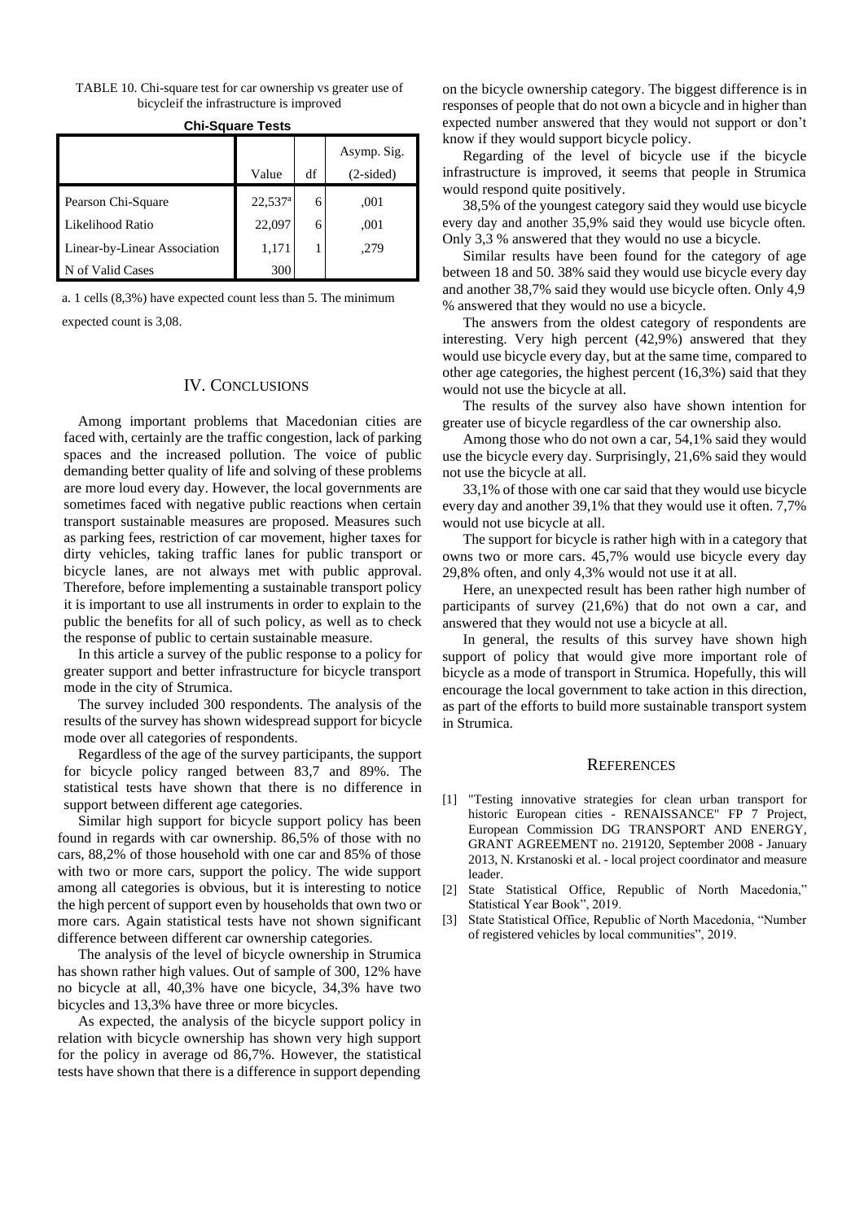TABLE 10. Chi-square test for car ownership vs greater use of bicycleif the infrastructure is improved

**Chi-Square Tests**

| | Value | df | Asymp. Sig. (2-sided) |
|---|---|---|---|
| Pearson Chi-Square | 22,537[a] | 6 | ,001 |
| Likelihood Ratio | 22,097 | 6 | ,001 |
| Linear-by-Linear Association | 1,171 | 1 | ,279 |
| N of Valid Cases | 300 | | |

a. 1 cells (8,3%) have expected count less than 5. The minimum expected count is 3,08.

## IV. Conclusions

Among important problems that Macedonian cities are faced with, certainly are the traffic congestion, lack of parking spaces and the increased pollution. The voice of public demanding better quality of life and solving of these problems are more loud every day. However, the local governments are sometimes faced with negative public reactions when certain transport sustainable measures are proposed. Measures such as parking fees, restriction of car movement, higher taxes for dirty vehicles, taking traffic lanes for public transport or bicycle lanes, are not always met with public approval. Therefore, before implementing a sustainable transport policy it is important to use all instruments in order to explain to the public the benefits for all of such policy, as well as to check the response of public to certain sustainable measure.

In this article a survey of the public response to a policy for greater support and better infrastructure for bicycle transport mode in the city of Strumica.

The survey included 300 respondents. The analysis of the results of the survey has shown widespread support for bicycle mode over all categories of respondents.

Regardless of the age of the survey participants, the support for bicycle policy ranged between 83,7 and 89%. The statistical tests have shown that there is no difference in support between different age categories.

Similar high support for bicycle support policy has been found in regards with car ownership. 86,5% of those with no cars, 88,2% of those household with one car and 85% of those with two or more cars, support the policy. The wide support among all categories is obvious, but it is interesting to notice the high percent of support even by households that own two or more cars. Again statistical tests have not shown significant difference between different car ownership categories.

The analysis of the level of bicycle ownership in Strumica has shown rather high values. Out of sample of 300, 12% have no bicycle at all, 40,3% have one bicycle, 34,3% have two bicycles and 13,3% have three or more bicycles.

As expected, the analysis of the bicycle support policy in relation with bicycle ownership has shown very high support for the policy in average od 86,7%. However, the statistical tests have shown that there is a difference in support depending on the bicycle ownership category. The biggest difference is in responses of people that do not own a bicycle and in higher than expected number answered that they would not support or don't know if they would support bicycle policy.

Regarding of the level of bicycle use if the bicycle infrastructure is improved, it seems that people in Strumica would respond quite positively.

38,5% of the youngest category said they would use bicycle every day and another 35,9% said they would use bicycle often. Only 3,3 % answered that they would no use a bicycle.

Similar results have been found for the category of age between 18 and 50. 38% said they would use bicycle every day and another 38,7% said they would use bicycle often. Only 4,9 % answered that they would no use a bicycle.

The answers from the oldest category of respondents are interesting. Very high percent (42,9%) answered that they would use bicycle every day, but at the same time, compared to other age categories, the highest percent (16,3%) said that they would not use the bicycle at all.

The results of the survey also have shown intention for greater use of bicycle regardless of the car ownership also.

Among those who do not own a car, 54,1% said they would use the bicycle every day. Surprisingly, 21,6% said they would not use the bicycle at all.

33,1% of those with one car said that they would use bicycle every day and another 39,1% that they would use it often. 7,7% would not use bicycle at all.

The support for bicycle is rather high with in a category that owns two or more cars. 45,7% would use bicycle every day 29,8% often, and only 4,3% would not use it at all.

Here, an unexpected result has been rather high number of participants of survey (21,6%) that do not own a car, and answered that they would not use a bicycle at all.

In general, the results of this survey have shown high support of policy that would give more important role of bicycle as a mode of transport in Strumica. Hopefully, this will encourage the local government to take action in this direction, as part of the efforts to build more sustainable transport system in Strumica.

## References

[1] "Testing innovative strategies for clean urban transport for historic European cities - RENAISSANCE" FP 7 Project, European Commission DG TRANSPORT AND ENERGY, GRANT AGREEMENT no. 219120, September 2008 - January 2013, N. Krstanoski et al. - local project coordinator and measure leader.

[2] State Statistical Office, Republic of North Macedonia," Statistical Year Book", 2019.

[3] State Statistical Office, Republic of North Macedonia, "Number of registered vehicles by local communities", 2019.